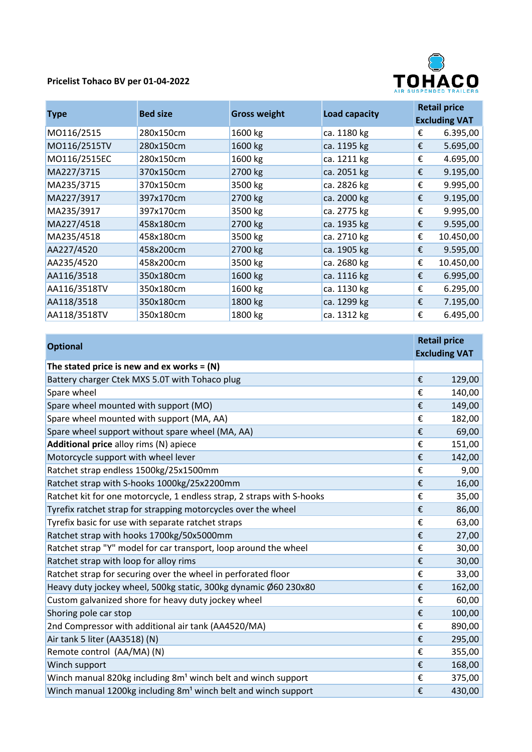**Pricelist Tohaco BV per 01-04-2022**

TOHACO
AIR SUSPENDED TRAILERS

| Type | Bed size | Gross weight | Load capacity | Retail price Excluding VAT |
|---|---|---|---|---|
| MO116/2515 | 280x150cm | 1600 kg | ca. 1180 kg | € 6.395,00 |
| MO116/2515TV | 280x150cm | 1600 kg | ca. 1195 kg | € 5.695,00 |
| MO116/2515EC | 280x150cm | 1600 kg | ca. 1211 kg | € 4.695,00 |
| MA227/3715 | 370x150cm | 2700 kg | ca. 2051 kg | € 9.195,00 |
| MA235/3715 | 370x150cm | 3500 kg | ca. 2826 kg | € 9.995,00 |
| MA227/3917 | 397x170cm | 2700 kg | ca. 2000 kg | € 9.195,00 |
| MA235/3917 | 397x170cm | 3500 kg | ca. 2775 kg | € 9.995,00 |
| MA227/4518 | 458x180cm | 2700 kg | ca. 1935 kg | € 9.595,00 |
| MA235/4518 | 458x180cm | 3500 kg | ca. 2710 kg | € 10.450,00 |
| AA227/4520 | 458x200cm | 2700 kg | ca. 1905 kg | € 9.595,00 |
| AA235/4520 | 458x200cm | 3500 kg | ca. 2680 kg | € 10.450,00 |
| AA116/3518 | 350x180cm | 1600 kg | ca. 1116 kg | € 6.995,00 |
| AA116/3518TV | 350x180cm | 1600 kg | ca. 1130 kg | € 6.295,00 |
| AA118/3518 | 350x180cm | 1800 kg | ca. 1299 kg | € 7.195,00 |
| AA118/3518TV | 350x180cm | 1800 kg | ca. 1312 kg | € 6.495,00 |

| Optional | Retail price Excluding VAT |
|---|---|
| **The stated price is new and ex works = (N)** | |
| Battery charger Ctek MXS 5.0T with Tohaco plug | € 129,00 |
| Spare wheel | € 140,00 |
| Spare wheel mounted with support (MO) | € 149,00 |
| Spare wheel mounted with support (MA, AA) | € 182,00 |
| Spare wheel support without spare wheel (MA, AA) | € 69,00 |
| **Additional price** alloy rims (N) apiece | € 151,00 |
| Motorcycle support with wheel lever | € 142,00 |
| Ratchet strap endless 1500kg/25x1500mm | € 9,00 |
| Ratchet strap with S-hooks 1000kg/25x2200mm | € 16,00 |
| Ratchet kit for one motorcycle, 1 endless strap, 2 straps with S-hooks | € 35,00 |
| Tyrefix ratchet strap for strapping motorcycles over the wheel | € 86,00 |
| Tyrefix basic for use with separate ratchet straps | € 63,00 |
| Ratchet strap with hooks 1700kg/50x5000mm | € 27,00 |
| Ratchet strap "Y" model for car transport, loop around the wheel | € 30,00 |
| Ratchet strap with loop for alloy rims | € 30,00 |
| Ratchet strap for securing over the wheel in perforated floor | € 33,00 |
| Heavy duty jockey wheel, 500kg static, 300kg dynamic Ø60 230x80 | € 162,00 |
| Custom galvanized shore for heavy duty jockey wheel | € 60,00 |
| Shoring pole car stop | € 100,00 |
| 2nd Compressor with additional air tank (AA4520/MA) | € 890,00 |
| Air tank 5 liter (AA3518) (N) | € 295,00 |
| Remote control (AA/MA) (N) | € 355,00 |
| Winch support | € 168,00 |
| Winch manual 820kg including 8m[1] winch belt and winch support | € 375,00 |
| Winch manual 1200kg including 8m[1] winch belt and winch support | € 430,00 |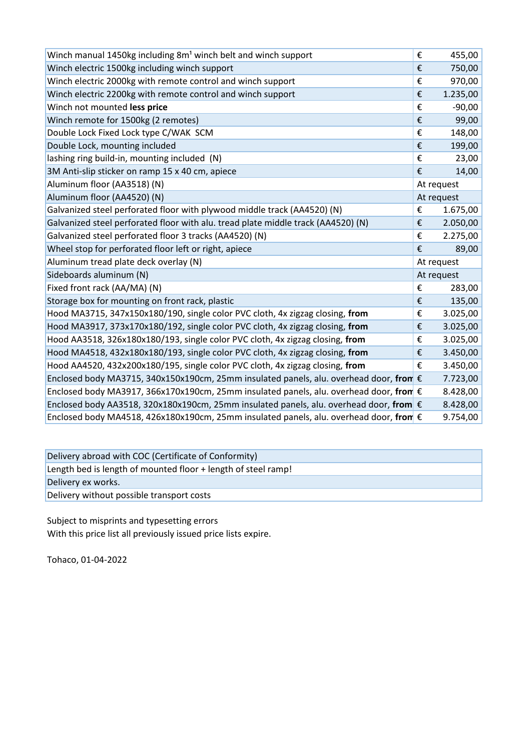| | | |
|---|---|---|
| Winch manual 1450kg including 8m[1] winch belt and winch support | € | 455,00 |
| Winch electric 1500kg including winch support | € | 750,00 |
| Winch electric 2000kg with remote control and winch support | € | 970,00 |
| Winch electric 2200kg with remote control and winch support | € | 1.235,00 |
| Winch not mounted **less price** | € | -90,00 |
| Winch remote for 1500kg (2 remotes) | € | 99,00 |
| Double Lock Fixed Lock type C/WAK SCM | € | 148,00 |
| Double Lock, mounting included | € | 199,00 |
| lashing ring build-in, mounting included (N) | € | 23,00 |
| 3M Anti-slip sticker on ramp 15 x 40 cm, apiece | € | 14,00 |
| Aluminum floor (AA3518) (N) | At request | |
| Aluminum floor (AA4520) (N) | At request | |
| Galvanized steel perforated floor with plywood middle track (AA4520) (N) | € | 1.675,00 |
| Galvanized steel perforated floor with alu. tread plate middle track (AA4520) (N) | € | 2.050,00 |
| Galvanized steel perforated floor 3 tracks (AA4520) (N) | € | 2.275,00 |
| Wheel stop for perforated floor left or right, apiece | € | 89,00 |
| Aluminum tread plate deck overlay (N) | At request | |
| Sideboards aluminum (N) | At request | |
| Fixed front rack (AA/MA) (N) | € | 283,00 |
| Storage box for mounting on front rack, plastic | € | 135,00 |
| Hood MA3715, 347x150x180/190, single color PVC cloth, 4x zigzag closing, **from** | € | 3.025,00 |
| Hood MA3917, 373x170x180/192, single color PVC cloth, 4x zigzag closing, **from** | € | 3.025,00 |
| Hood AA3518, 326x180x180/193, single color PVC cloth, 4x zigzag closing, **from** | € | 3.025,00 |
| Hood MA4518, 432x180x180/193, single color PVC cloth, 4x zigzag closing, **from** | € | 3.450,00 |
| Hood AA4520, 432x200x180/195, single color PVC cloth, 4x zigzag closing, **from** | € | 3.450,00 |
| Enclosed body MA3715, 340x150x190cm, 25mm insulated panels, alu. overhead door, **from** | € | 7.723,00 |
| Enclosed body MA3917, 366x170x190cm, 25mm insulated panels, alu. overhead door, **from** | € | 8.428,00 |
| Enclosed body AA3518, 320x180x190cm, 25mm insulated panels, alu. overhead door, **from** | € | 8.428,00 |
| Enclosed body MA4518, 426x180x190cm, 25mm insulated panels, alu. overhead door, **from** | € | 9.754,00 |

| |
|---|
| Delivery abroad with COC (Certificate of Conformity) |
| Length bed is length of mounted floor + length of steel ramp! |
| Delivery ex works. |
| Delivery without possible transport costs |

Subject to misprints and typesetting errors
With this price list all previously issued price lists expire.

Tohaco, 01-04-2022